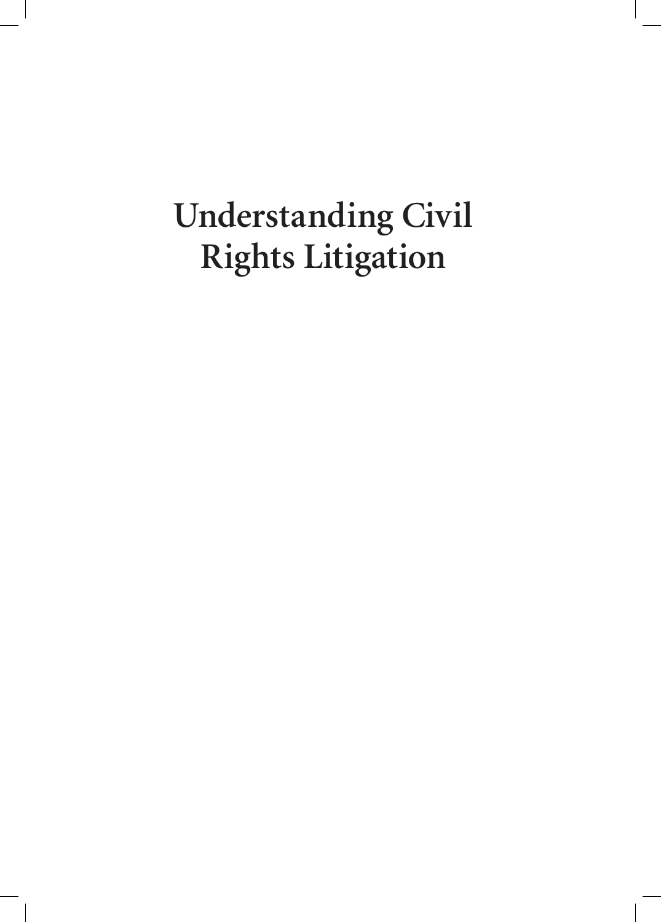# Understanding Civil Rights Litigation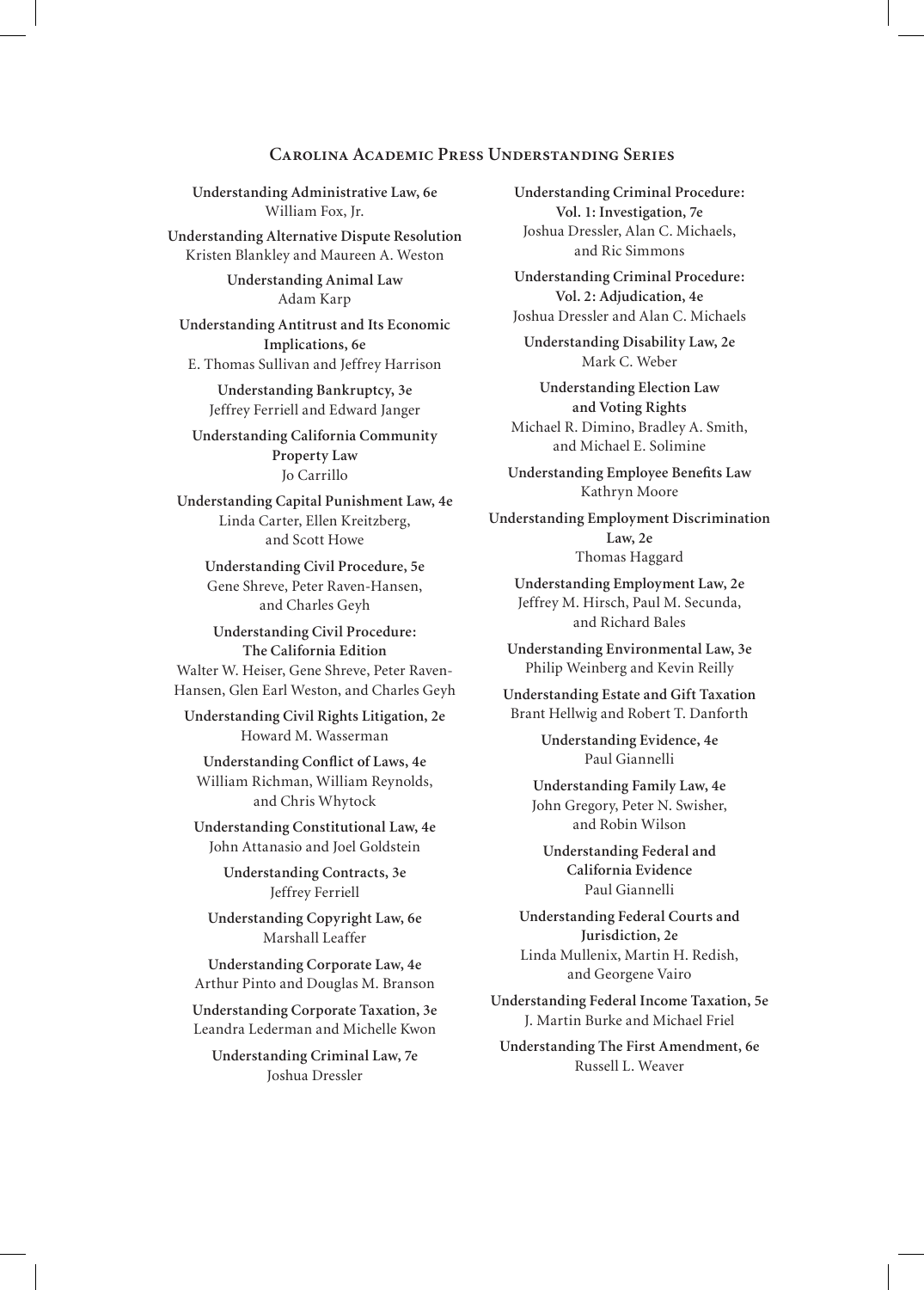## Carolina Academic Press Understanding Series

**Understanding Administrative Law, 6e**
William Fox, Jr.

**Understanding Alternative Dispute Resolution**
Kristen Blankley and Maureen A. Weston

**Understanding Animal Law**
Adam Karp

**Understanding Antitrust and Its Economic Implications, 6e**
E. Thomas Sullivan and Jeffrey Harrison

**Understanding Bankruptcy, 3e**
Jeffrey Ferriell and Edward Janger

**Understanding California Community Property Law**
Jo Carrillo

**Understanding Capital Punishment Law, 4e**
Linda Carter, Ellen Kreitzberg, and Scott Howe

**Understanding Civil Procedure, 5e**
Gene Shreve, Peter Raven-Hansen, and Charles Geyh

**Understanding Civil Procedure: The California Edition**
Walter W. Heiser, Gene Shreve, Peter Raven-Hansen, Glen Earl Weston, and Charles Geyh

**Understanding Civil Rights Litigation, 2e**
Howard M. Wasserman

**Understanding Conflict of Laws, 4e**
William Richman, William Reynolds, and Chris Whytock

**Understanding Constitutional Law, 4e**
John Attanasio and Joel Goldstein

**Understanding Contracts, 3e**
Jeffrey Ferriell

**Understanding Copyright Law, 6e**
Marshall Leaffer

**Understanding Corporate Law, 4e**
Arthur Pinto and Douglas M. Branson

**Understanding Corporate Taxation, 3e**
Leandra Lederman and Michelle Kwon

**Understanding Criminal Law, 7e**
Joshua Dressler

**Understanding Criminal Procedure: Vol. 1: Investigation, 7e**
Joshua Dressler, Alan C. Michaels, and Ric Simmons

**Understanding Criminal Procedure: Vol. 2: Adjudication, 4e**
Joshua Dressler and Alan C. Michaels

**Understanding Disability Law, 2e**
Mark C. Weber

**Understanding Election Law and Voting Rights**
Michael R. Dimino, Bradley A. Smith, and Michael E. Solimine

**Understanding Employee Benefits Law**
Kathryn Moore

**Understanding Employment Discrimination Law, 2e**
Thomas Haggard

**Understanding Employment Law, 2e**
Jeffrey M. Hirsch, Paul M. Secunda, and Richard Bales

**Understanding Environmental Law, 3e**
Philip Weinberg and Kevin Reilly

**Understanding Estate and Gift Taxation**
Brant Hellwig and Robert T. Danforth

**Understanding Evidence, 4e**
Paul Giannelli

**Understanding Family Law, 4e**
John Gregory, Peter N. Swisher, and Robin Wilson

**Understanding Federal and California Evidence**
Paul Giannelli

**Understanding Federal Courts and Jurisdiction, 2e**
Linda Mullenix, Martin H. Redish, and Georgene Vairo

**Understanding Federal Income Taxation, 5e**
J. Martin Burke and Michael Friel

**Understanding The First Amendment, 6e**
Russell L. Weaver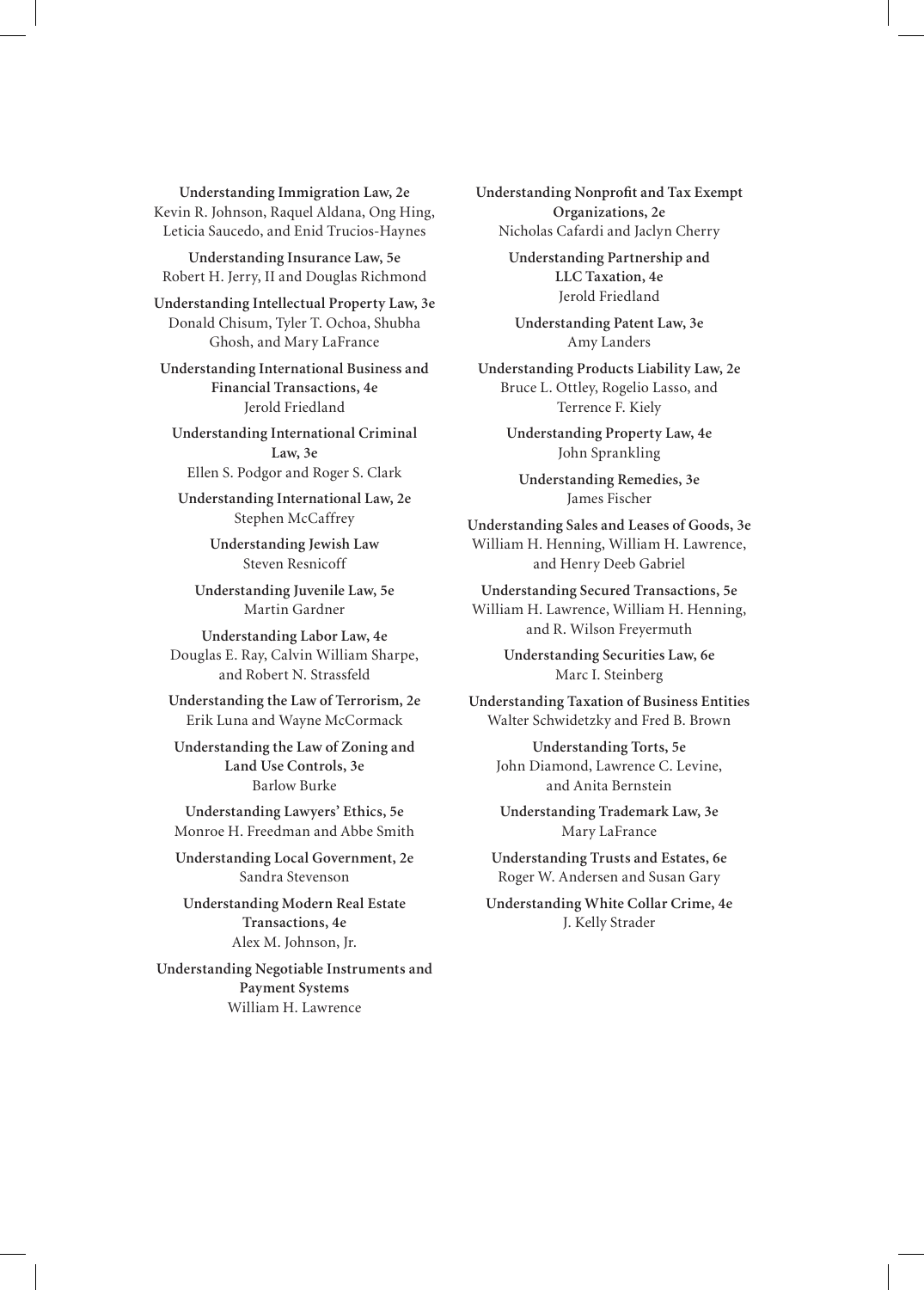**Understanding Immigration Law, 2e**
Kevin R. Johnson, Raquel Aldana, Ong Hing, Leticia Saucedo, and Enid Trucios-Haynes

**Understanding Insurance Law, 5e**
Robert H. Jerry, II and Douglas Richmond

**Understanding Intellectual Property Law, 3e**
Donald Chisum, Tyler T. Ochoa, Shubha Ghosh, and Mary LaFrance

**Understanding International Business and Financial Transactions, 4e**
Jerold Friedland

**Understanding International Criminal Law, 3e**
Ellen S. Podgor and Roger S. Clark

**Understanding International Law, 2e**
Stephen McCaffrey

**Understanding Jewish Law**
Steven Resnicoff

**Understanding Juvenile Law, 5e**
Martin Gardner

**Understanding Labor Law, 4e**
Douglas E. Ray, Calvin William Sharpe, and Robert N. Strassfeld

**Understanding the Law of Terrorism, 2e**
Erik Luna and Wayne McCormack

**Understanding the Law of Zoning and Land Use Controls, 3e**
Barlow Burke

**Understanding Lawyers' Ethics, 5e**
Monroe H. Freedman and Abbe Smith

**Understanding Local Government, 2e**
Sandra Stevenson

**Understanding Modern Real Estate Transactions, 4e**
Alex M. Johnson, Jr.

**Understanding Negotiable Instruments and Payment Systems**
William H. Lawrence

**Understanding Nonprofit and Tax Exempt Organizations, 2e**
Nicholas Cafardi and Jaclyn Cherry

**Understanding Partnership and LLC Taxation, 4e**
Jerold Friedland

**Understanding Patent Law, 3e**
Amy Landers

**Understanding Products Liability Law, 2e**
Bruce L. Ottley, Rogelio Lasso, and Terrence F. Kiely

**Understanding Property Law, 4e**
John Sprankling

**Understanding Remedies, 3e**
James Fischer

**Understanding Sales and Leases of Goods, 3e**
William H. Henning, William H. Lawrence, and Henry Deeb Gabriel

**Understanding Secured Transactions, 5e**
William H. Lawrence, William H. Henning, and R. Wilson Freyermuth

**Understanding Securities Law, 6e**
Marc I. Steinberg

**Understanding Taxation of Business Entities**
Walter Schwidetzky and Fred B. Brown

**Understanding Torts, 5e**
John Diamond, Lawrence C. Levine, and Anita Bernstein

**Understanding Trademark Law, 3e**
Mary LaFrance

**Understanding Trusts and Estates, 6e**
Roger W. Andersen and Susan Gary

**Understanding White Collar Crime, 4e**
J. Kelly Strader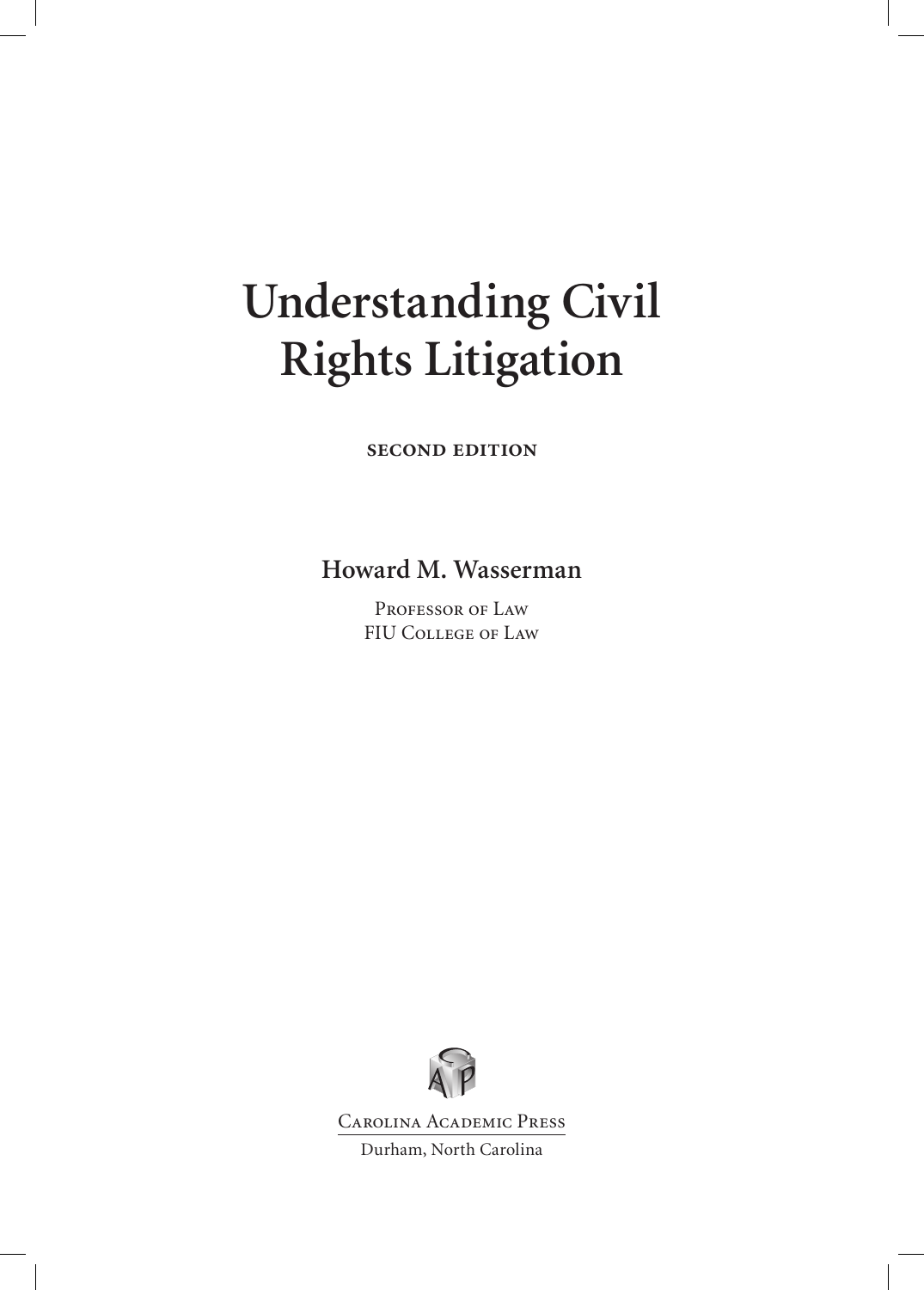# Understanding Civil Rights Litigation

**SECOND EDITION**

**Howard M. Wasserman**

Professor of Law
FIU College of Law

Carolina Academic Press

Durham, North Carolina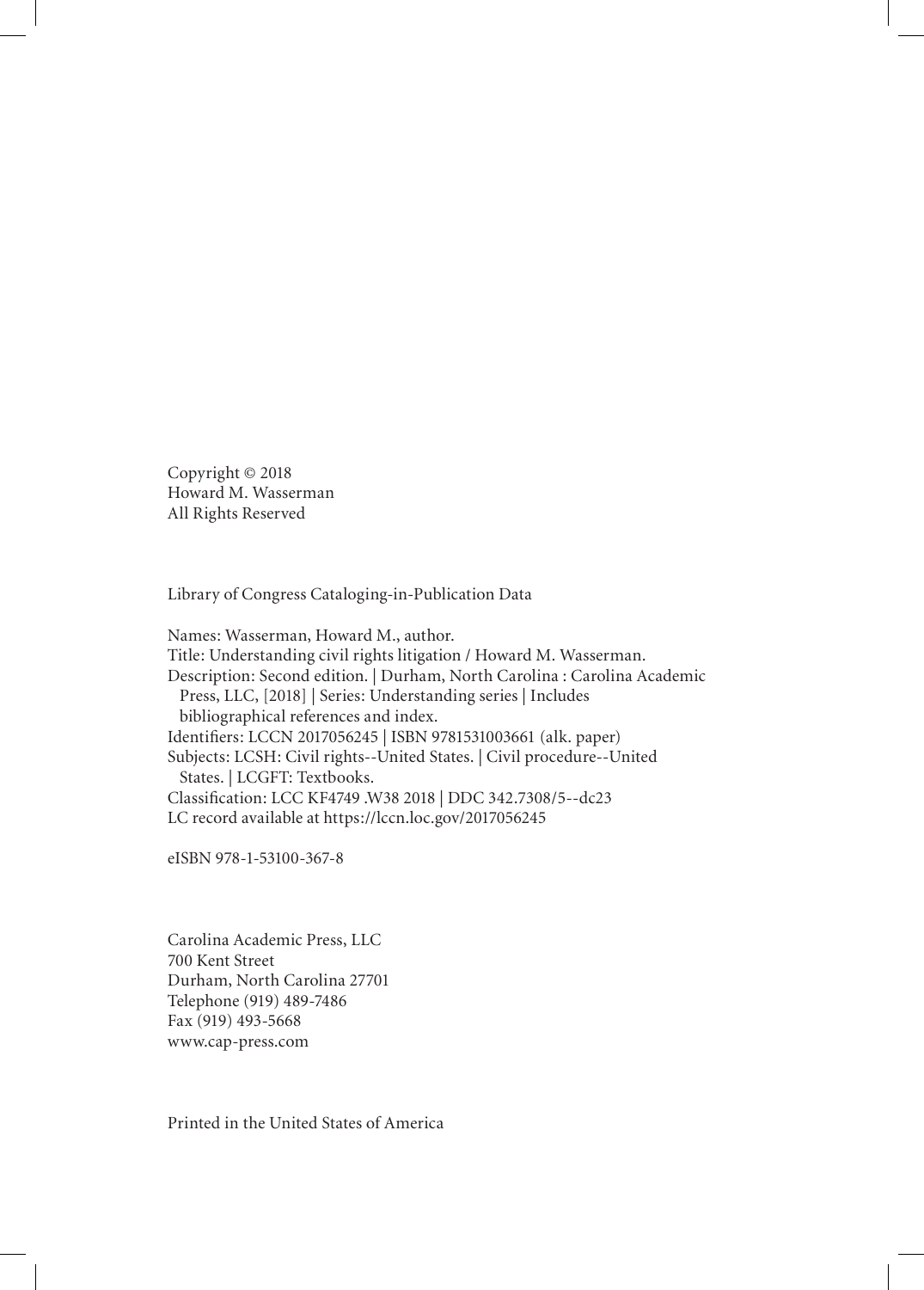Copyright © 2018
Howard M. Wasserman
All Rights Reserved

Library of Congress Cataloging-in-Publication Data

Names: Wasserman, Howard M., author.
Title: Understanding civil rights litigation / Howard M. Wasserman.
Description: Second edition. | Durham, North Carolina : Carolina Academic Press, LLC, [2018] | Series: Understanding series | Includes bibliographical references and index.
Identifiers: LCCN 2017056245 | ISBN 9781531003661 (alk. paper)
Subjects: LCSH: Civil rights--United States. | Civil procedure--United States. | LCGFT: Textbooks.
Classification: LCC KF4749 .W38 2018 | DDC 342.7308/5--dc23
LC record available at https://lccn.loc.gov/2017056245

eISBN 978-1-53100-367-8

Carolina Academic Press, LLC
700 Kent Street
Durham, North Carolina 27701
Telephone (919) 489-7486
Fax (919) 493-5668
www.cap-press.com

Printed in the United States of America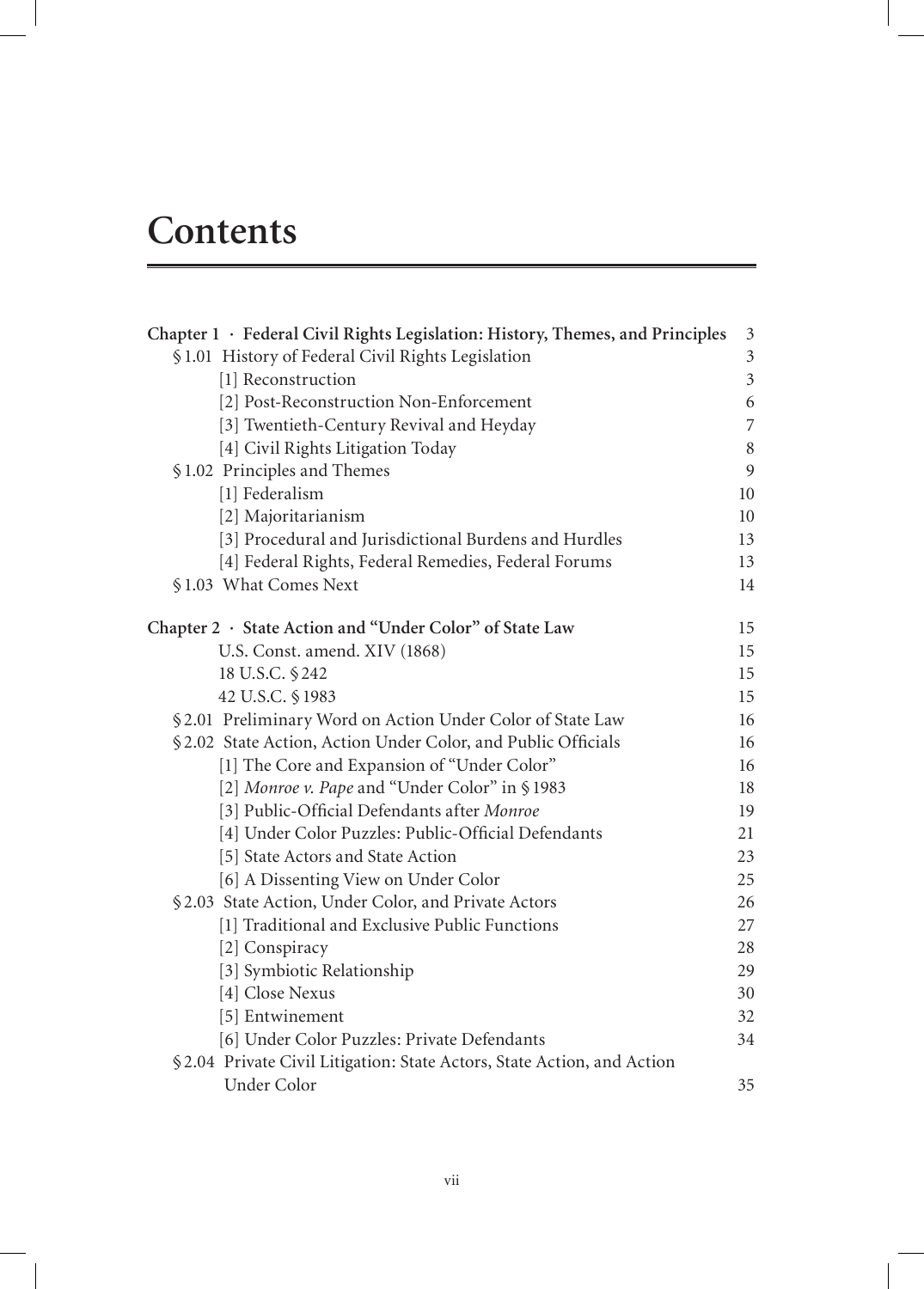# Contents

**Chapter 1 · Federal Civil Rights Legislation: History, Themes, and Principles** 3

§ 1.01 History of Federal Civil Rights Legislation 3

- [1] Reconstruction 3
- [2] Post-Reconstruction Non-Enforcement 6
- [3] Twentieth-Century Revival and Heyday 7
- [4] Civil Rights Litigation Today 8

§ 1.02 Principles and Themes 9

- [1] Federalism 10
- [2] Majoritarianism 10
- [3] Procedural and Jurisdictional Burdens and Hurdles 13
- [4] Federal Rights, Federal Remedies, Federal Forums 13

§ 1.03 What Comes Next 14

**Chapter 2 · State Action and "Under Color" of State Law** 15

- U.S. Const. amend. XIV (1868) 15
- 18 U.S.C. § 242 15
- 42 U.S.C. § 1983 15

§ 2.01 Preliminary Word on Action Under Color of State Law 16

§ 2.02 State Action, Action Under Color, and Public Officials 16

- [1] The Core and Expansion of "Under Color" 16
- [2] *Monroe v. Pape* and "Under Color" in § 1983 18
- [3] Public-Official Defendants after *Monroe* 19
- [4] Under Color Puzzles: Public-Official Defendants 21
- [5] State Actors and State Action 23
- [6] A Dissenting View on Under Color 25

§ 2.03 State Action, Under Color, and Private Actors 26

- [1] Traditional and Exclusive Public Functions 27
- [2] Conspiracy 28
- [3] Symbiotic Relationship 29
- [4] Close Nexus 30
- [5] Entwinement 32
- [6] Under Color Puzzles: Private Defendants 34

§ 2.04 Private Civil Litigation: State Actors, State Action, and Action Under Color 35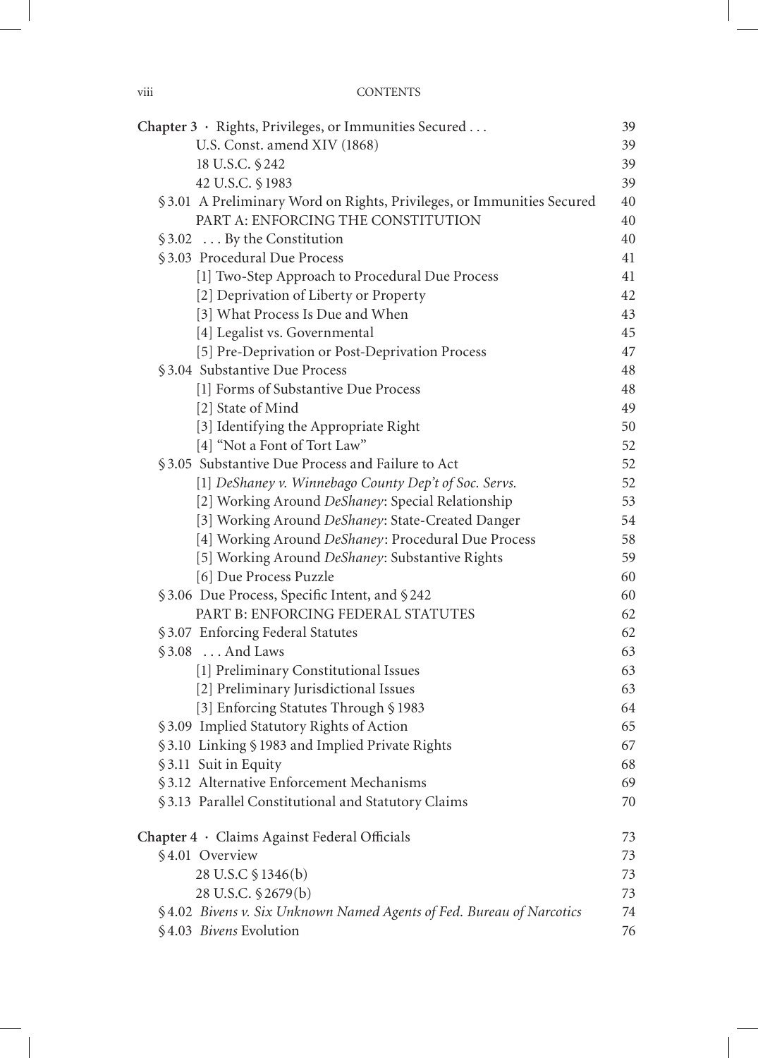**Chapter 3 · Rights, Privileges, or Immunities Secured . . .** 39

- U.S. Const. amend XIV (1868) 39
- 18 U.S.C. § 242 39
- 42 U.S.C. § 1983 39

§ 3.01 A Preliminary Word on Rights, Privileges, or Immunities Secured 40

PART A: ENFORCING THE CONSTITUTION 40

§ 3.02 . . . By the Constitution 40

§ 3.03 Procedural Due Process 41

- [1] Two-Step Approach to Procedural Due Process 41
- [2] Deprivation of Liberty or Property 42
- [3] What Process Is Due and When 43
- [4] Legalist vs. Governmental 45
- [5] Pre-Deprivation or Post-Deprivation Process 47

§ 3.04 Substantive Due Process 48

- [1] Forms of Substantive Due Process 48
- [2] State of Mind 49
- [3] Identifying the Appropriate Right 50
- [4] "Not a Font of Tort Law" 52

§ 3.05 Substantive Due Process and Failure to Act 52

- [1] *DeShaney v. Winnebago County Dep't of Soc. Servs.* 52
- [2] Working Around *DeShaney*: Special Relationship 53
- [3] Working Around *DeShaney*: State-Created Danger 54
- [4] Working Around *DeShaney*: Procedural Due Process 58
- [5] Working Around *DeShaney*: Substantive Rights 59
- [6] Due Process Puzzle 60

§ 3.06 Due Process, Specific Intent, and § 242 60

PART B: ENFORCING FEDERAL STATUTES 62

§ 3.07 Enforcing Federal Statutes 62

§ 3.08 . . . And Laws 63

- [1] Preliminary Constitutional Issues 63
- [2] Preliminary Jurisdictional Issues 63
- [3] Enforcing Statutes Through § 1983 64

§ 3.09 Implied Statutory Rights of Action 65

§ 3.10 Linking § 1983 and Implied Private Rights 67

§ 3.11 Suit in Equity 68

§ 3.12 Alternative Enforcement Mechanisms 69

§ 3.13 Parallel Constitutional and Statutory Claims 70

**Chapter 4 · Claims Against Federal Officials** 73

§ 4.01 Overview 73

- 28 U.S.C § 1346(b) 73
- 28 U.S.C. § 2679(b) 73

§ 4.02 *Bivens v. Six Unknown Named Agents of Fed. Bureau of Narcotics* 74

§ 4.03 *Bivens* Evolution 76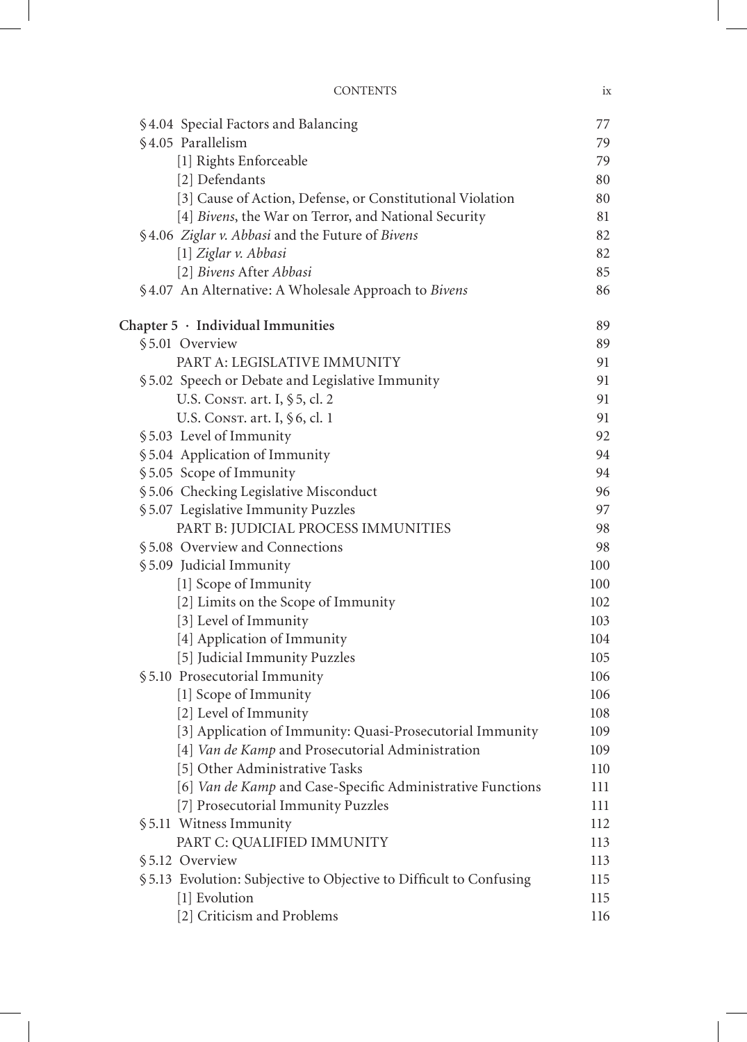§ 4.04 Special Factors and Balancing 77
§ 4.05 Parallelism 79
  [1] Rights Enforceable 79
  [2] Defendants 80
  [3] Cause of Action, Defense, or Constitutional Violation 80
  [4] *Bivens*, the War on Terror, and National Security 81
§ 4.06 *Ziglar v. Abbasi* and the Future of *Bivens* 82
  [1] *Ziglar v. Abbasi* 82
  [2] *Bivens* After *Abbasi* 85
§ 4.07 An Alternative: A Wholesale Approach to *Bivens* 86

**Chapter 5 · Individual Immunities** 89
§ 5.01 Overview 89
PART A: LEGISLATIVE IMMUNITY 91
§ 5.02 Speech or Debate and Legislative Immunity 91
  U.S. Const. art. I, § 5, cl. 2 91
  U.S. Const. art. I, § 6, cl. 1 91
§ 5.03 Level of Immunity 92
§ 5.04 Application of Immunity 94
§ 5.05 Scope of Immunity 94
§ 5.06 Checking Legislative Misconduct 96
§ 5.07 Legislative Immunity Puzzles 97
PART B: JUDICIAL PROCESS IMMUNITIES 98
§ 5.08 Overview and Connections 98
§ 5.09 Judicial Immunity 100
  [1] Scope of Immunity 100
  [2] Limits on the Scope of Immunity 102
  [3] Level of Immunity 103
  [4] Application of Immunity 104
  [5] Judicial Immunity Puzzles 105
§ 5.10 Prosecutorial Immunity 106
  [1] Scope of Immunity 106
  [2] Level of Immunity 108
  [3] Application of Immunity: Quasi-Prosecutorial Immunity 109
  [4] *Van de Kamp* and Prosecutorial Administration 109
  [5] Other Administrative Tasks 110
  [6] *Van de Kamp* and Case-Specific Administrative Functions 111
  [7] Prosecutorial Immunity Puzzles 111
§ 5.11 Witness Immunity 112
PART C: QUALIFIED IMMUNITY 113
§ 5.12 Overview 113
§ 5.13 Evolution: Subjective to Objective to Difficult to Confusing 115
  [1] Evolution 115
  [2] Criticism and Problems 116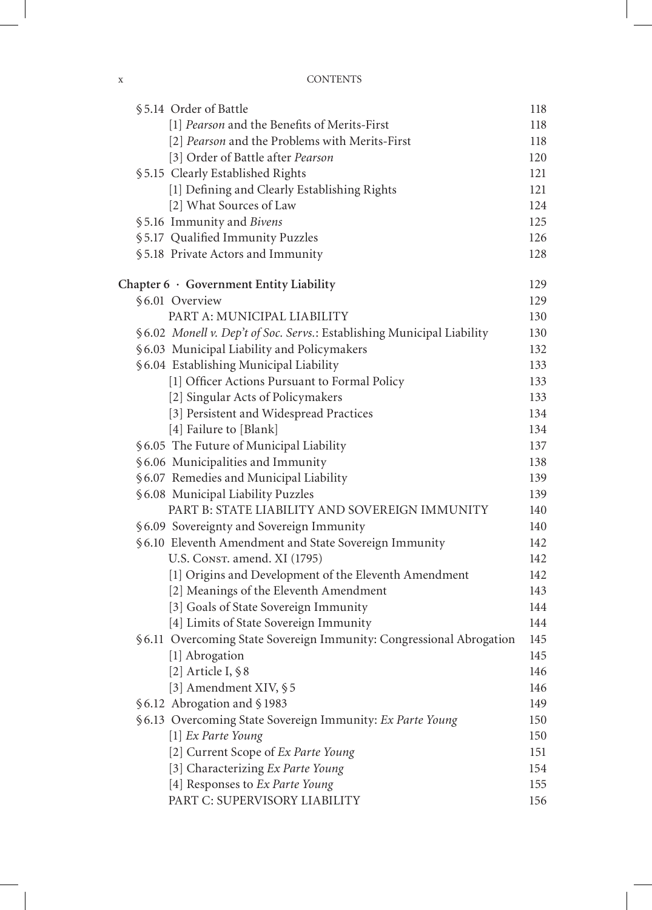| | |
|---|---|
| §5.14 Order of Battle | 118 |
| [1] *Pearson* and the Benefits of Merits-First | 118 |
| [2] *Pearson* and the Problems with Merits-First | 118 |
| [3] Order of Battle after *Pearson* | 120 |
| §5.15 Clearly Established Rights | 121 |
| [1] Defining and Clearly Establishing Rights | 121 |
| [2] What Sources of Law | 124 |
| §5.16 Immunity and *Bivens* | 125 |
| §5.17 Qualified Immunity Puzzles | 126 |
| §5.18 Private Actors and Immunity | 128 |
| **Chapter 6 · Government Entity Liability** | 129 |
| §6.01 Overview | 129 |
| PART A: MUNICIPAL LIABILITY | 130 |
| §6.02 *Monell v. Dep't of Soc. Servs.*: Establishing Municipal Liability | 130 |
| §6.03 Municipal Liability and Policymakers | 132 |
| §6.04 Establishing Municipal Liability | 133 |
| [1] Officer Actions Pursuant to Formal Policy | 133 |
| [2] Singular Acts of Policymakers | 133 |
| [3] Persistent and Widespread Practices | 134 |
| [4] Failure to [Blank] | 134 |
| §6.05 The Future of Municipal Liability | 137 |
| §6.06 Municipalities and Immunity | 138 |
| §6.07 Remedies and Municipal Liability | 139 |
| §6.08 Municipal Liability Puzzles | 139 |
| PART B: STATE LIABILITY AND SOVEREIGN IMMUNITY | 140 |
| §6.09 Sovereignty and Sovereign Immunity | 140 |
| §6.10 Eleventh Amendment and State Sovereign Immunity | 142 |
| U.S. Const. amend. XI (1795) | 142 |
| [1] Origins and Development of the Eleventh Amendment | 142 |
| [2] Meanings of the Eleventh Amendment | 143 |
| [3] Goals of State Sovereign Immunity | 144 |
| [4] Limits of State Sovereign Immunity | 144 |
| §6.11 Overcoming State Sovereign Immunity: Congressional Abrogation | 145 |
| [1] Abrogation | 145 |
| [2] Article I, §8 | 146 |
| [3] Amendment XIV, §5 | 146 |
| §6.12 Abrogation and §1983 | 149 |
| §6.13 Overcoming State Sovereign Immunity: *Ex Parte Young* | 150 |
| [1] *Ex Parte Young* | 150 |
| [2] Current Scope of *Ex Parte Young* | 151 |
| [3] Characterizing *Ex Parte Young* | 154 |
| [4] Responses to *Ex Parte Young* | 155 |
| PART C: SUPERVISORY LIABILITY | 156 |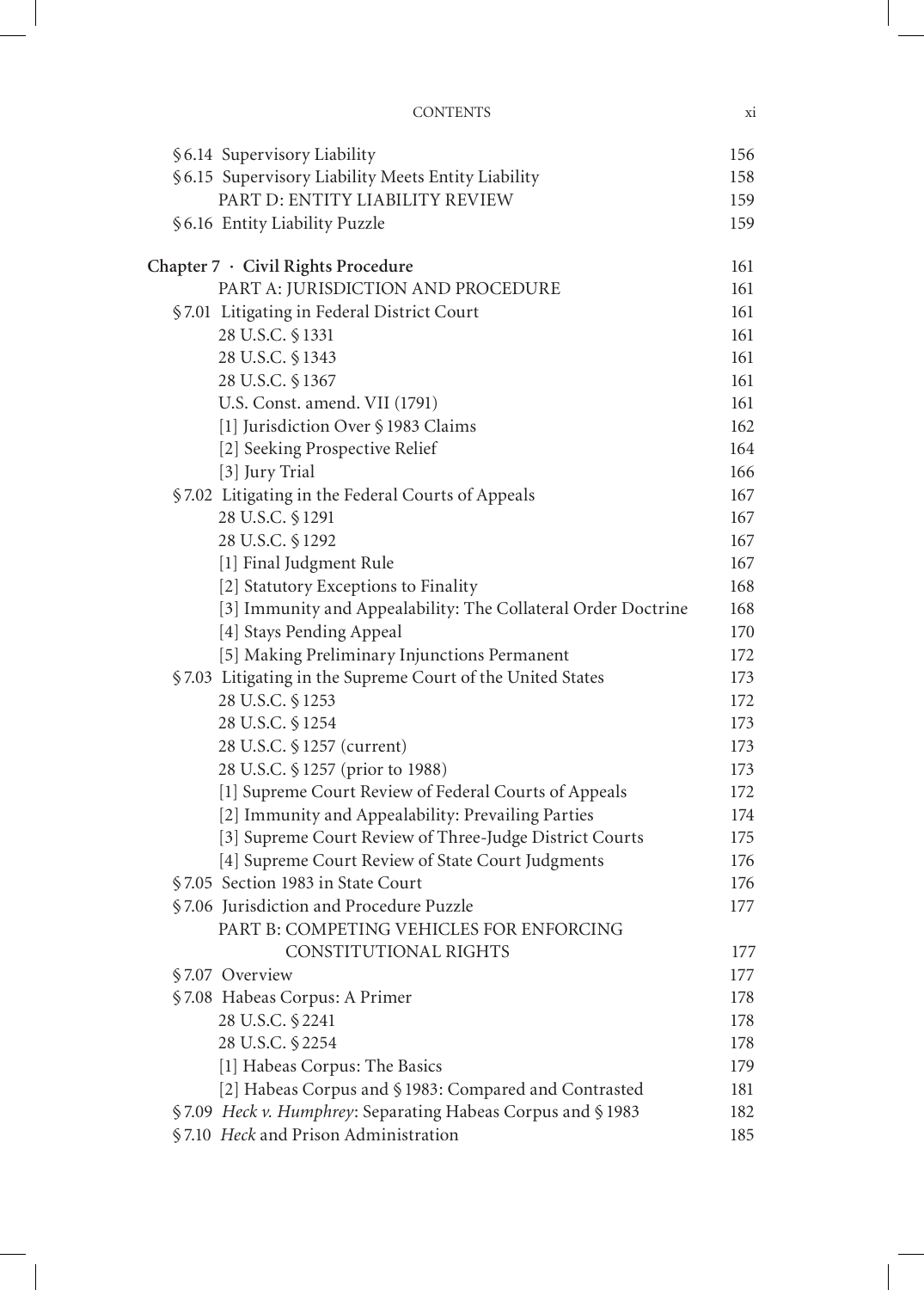| | |
|---|---|
| §6.14 Supervisory Liability | 156 |
| §6.15 Supervisory Liability Meets Entity Liability | 158 |
| PART D: ENTITY LIABILITY REVIEW | 159 |
| §6.16 Entity Liability Puzzle | 159 |
| **Chapter 7 · Civil Rights Procedure** | **161** |
| PART A: JURISDICTION AND PROCEDURE | 161 |
| §7.01 Litigating in Federal District Court | 161 |
| 28 U.S.C. §1331 | 161 |
| 28 U.S.C. §1343 | 161 |
| 28 U.S.C. §1367 | 161 |
| U.S. Const. amend. VII (1791) | 161 |
| [1] Jurisdiction Over §1983 Claims | 162 |
| [2] Seeking Prospective Relief | 164 |
| [3] Jury Trial | 166 |
| §7.02 Litigating in the Federal Courts of Appeals | 167 |
| 28 U.S.C. §1291 | 167 |
| 28 U.S.C. §1292 | 167 |
| [1] Final Judgment Rule | 167 |
| [2] Statutory Exceptions to Finality | 168 |
| [3] Immunity and Appealability: The Collateral Order Doctrine | 168 |
| [4] Stays Pending Appeal | 170 |
| [5] Making Preliminary Injunctions Permanent | 172 |
| §7.03 Litigating in the Supreme Court of the United States | 173 |
| 28 U.S.C. §1253 | 172 |
| 28 U.S.C. §1254 | 173 |
| 28 U.S.C. §1257 (current) | 173 |
| 28 U.S.C. §1257 (prior to 1988) | 173 |
| [1] Supreme Court Review of Federal Courts of Appeals | 172 |
| [2] Immunity and Appealability: Prevailing Parties | 174 |
| [3] Supreme Court Review of Three-Judge District Courts | 175 |
| [4] Supreme Court Review of State Court Judgments | 176 |
| §7.05 Section 1983 in State Court | 176 |
| §7.06 Jurisdiction and Procedure Puzzle | 177 |
| PART B: COMPETING VEHICLES FOR ENFORCING CONSTITUTIONAL RIGHTS | 177 |
| §7.07 Overview | 177 |
| §7.08 Habeas Corpus: A Primer | 178 |
| 28 U.S.C. §2241 | 178 |
| 28 U.S.C. §2254 | 178 |
| [1] Habeas Corpus: The Basics | 179 |
| [2] Habeas Corpus and §1983: Compared and Contrasted | 181 |
| §7.09 *Heck v. Humphrey*: Separating Habeas Corpus and §1983 | 182 |
| §7.10 *Heck* and Prison Administration | 185 |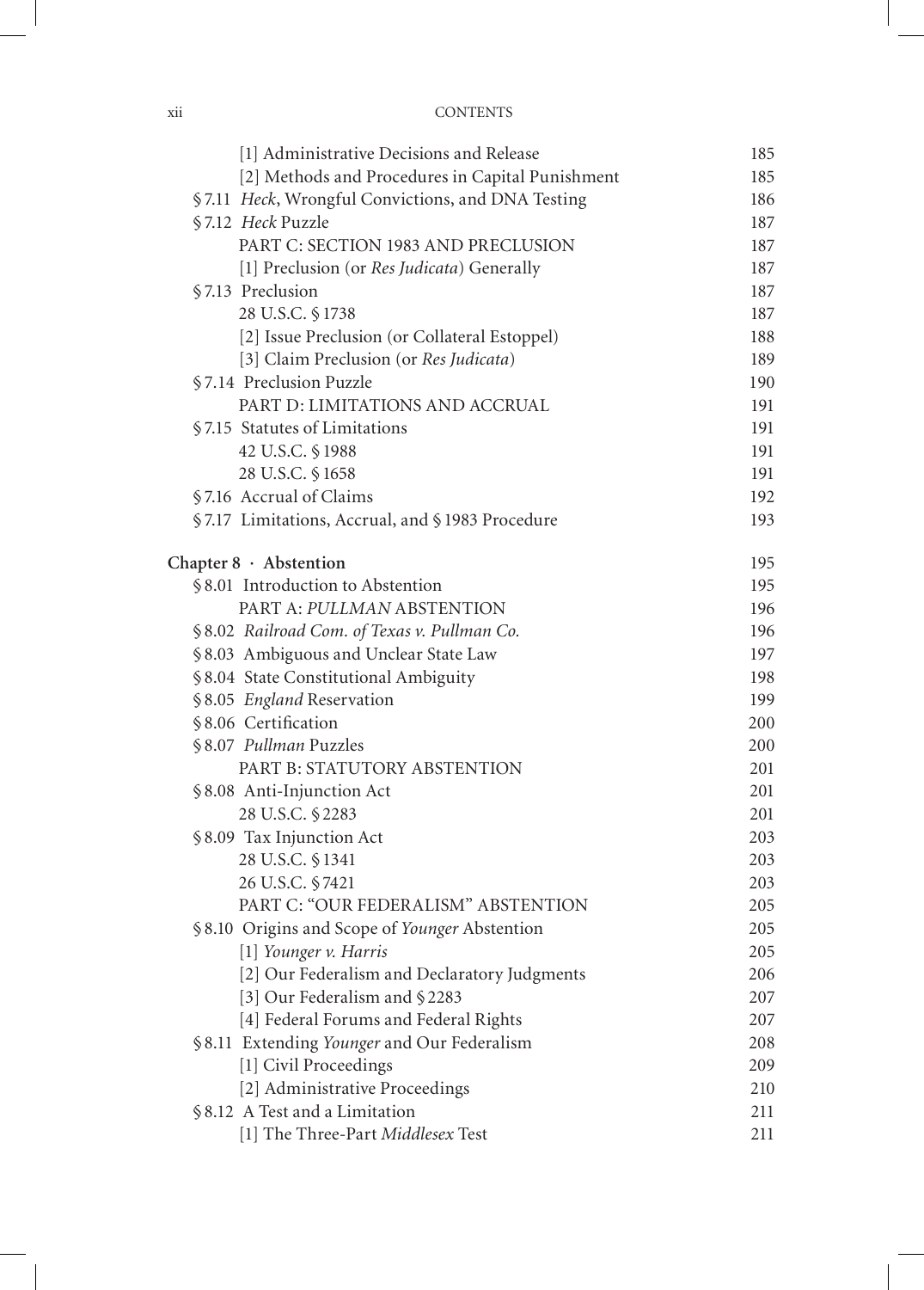| | |
|---|---|
| [1] Administrative Decisions and Release | 185 |
| [2] Methods and Procedures in Capital Punishment | 185 |
| § 7.11 *Heck*, Wrongful Convictions, and DNA Testing | 186 |
| § 7.12 *Heck* Puzzle | 187 |
| PART C: SECTION 1983 AND PRECLUSION | 187 |
| [1] Preclusion (or *Res Judicata*) Generally | 187 |
| § 7.13 Preclusion | 187 |
| 28 U.S.C. § 1738 | 187 |
| [2] Issue Preclusion (or Collateral Estoppel) | 188 |
| [3] Claim Preclusion (or *Res Judicata*) | 189 |
| § 7.14 Preclusion Puzzle | 190 |
| PART D: LIMITATIONS AND ACCRUAL | 191 |
| § 7.15 Statutes of Limitations | 191 |
| 42 U.S.C. § 1988 | 191 |
| 28 U.S.C. § 1658 | 191 |
| § 7.16 Accrual of Claims | 192 |
| § 7.17 Limitations, Accrual, and § 1983 Procedure | 193 |
| **Chapter 8 · Abstention** | 195 |
| § 8.01 Introduction to Abstention | 195 |
| PART A: *PULLMAN* ABSTENTION | 196 |
| § 8.02 *Railroad Com. of Texas v. Pullman Co.* | 196 |
| § 8.03 Ambiguous and Unclear State Law | 197 |
| § 8.04 State Constitutional Ambiguity | 198 |
| § 8.05 *England* Reservation | 199 |
| § 8.06 Certification | 200 |
| § 8.07 *Pullman* Puzzles | 200 |
| PART B: STATUTORY ABSTENTION | 201 |
| § 8.08 Anti-Injunction Act | 201 |
| 28 U.S.C. § 2283 | 201 |
| § 8.09 Tax Injunction Act | 203 |
| 28 U.S.C. § 1341 | 203 |
| 26 U.S.C. § 7421 | 203 |
| PART C: "OUR FEDERALISM" ABSTENTION | 205 |
| § 8.10 Origins and Scope of *Younger* Abstention | 205 |
| [1] *Younger v. Harris* | 205 |
| [2] Our Federalism and Declaratory Judgments | 206 |
| [3] Our Federalism and § 2283 | 207 |
| [4] Federal Forums and Federal Rights | 207 |
| § 8.11 Extending *Younger* and Our Federalism | 208 |
| [1] Civil Proceedings | 209 |
| [2] Administrative Proceedings | 210 |
| § 8.12 A Test and a Limitation | 211 |
| [1] The Three-Part *Middlesex* Test | 211 |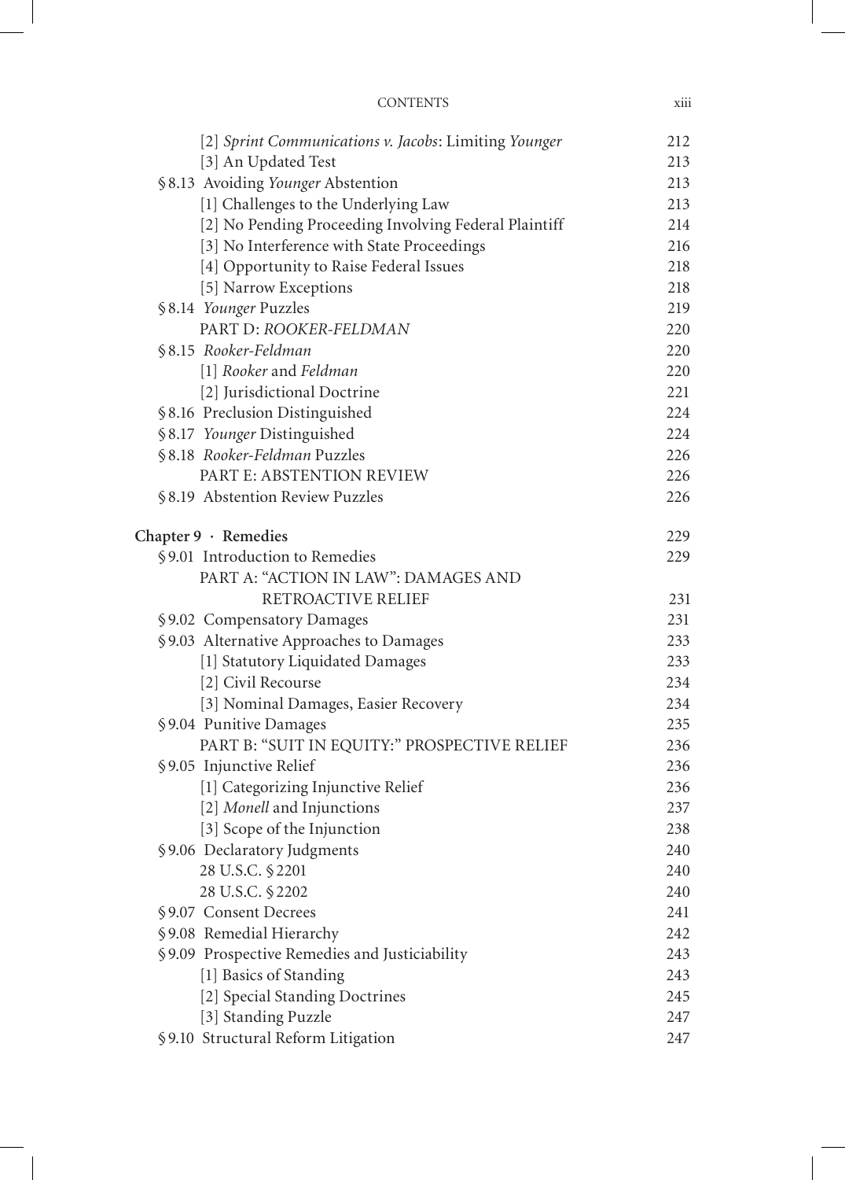| | |
|---|---|
| [2] *Sprint Communications v. Jacobs*: Limiting *Younger* | 212 |
| [3] An Updated Test | 213 |
| §8.13 Avoiding *Younger* Abstention | 213 |
| [1] Challenges to the Underlying Law | 213 |
| [2] No Pending Proceeding Involving Federal Plaintiff | 214 |
| [3] No Interference with State Proceedings | 216 |
| [4] Opportunity to Raise Federal Issues | 218 |
| [5] Narrow Exceptions | 218 |
| §8.14 *Younger* Puzzles | 219 |
| PART D: *ROOKER-FELDMAN* | 220 |
| §8.15 *Rooker-Feldman* | 220 |
| [1] *Rooker* and *Feldman* | 220 |
| [2] Jurisdictional Doctrine | 221 |
| §8.16 Preclusion Distinguished | 224 |
| §8.17 *Younger* Distinguished | 224 |
| §8.18 *Rooker-Feldman* Puzzles | 226 |
| PART E: ABSTENTION REVIEW | 226 |
| §8.19 Abstention Review Puzzles | 226 |
| | |
| **Chapter 9 · Remedies** | **229** |
| §9.01 Introduction to Remedies | 229 |
| PART A: "ACTION IN LAW": DAMAGES AND RETROACTIVE RELIEF | 231 |
| §9.02 Compensatory Damages | 231 |
| §9.03 Alternative Approaches to Damages | 233 |
| [1] Statutory Liquidated Damages | 233 |
| [2] Civil Recourse | 234 |
| [3] Nominal Damages, Easier Recovery | 234 |
| §9.04 Punitive Damages | 235 |
| PART B: "SUIT IN EQUITY:" PROSPECTIVE RELIEF | 236 |
| §9.05 Injunctive Relief | 236 |
| [1] Categorizing Injunctive Relief | 236 |
| [2] *Monell* and Injunctions | 237 |
| [3] Scope of the Injunction | 238 |
| §9.06 Declaratory Judgments | 240 |
| 28 U.S.C. §2201 | 240 |
| 28 U.S.C. §2202 | 240 |
| §9.07 Consent Decrees | 241 |
| §9.08 Remedial Hierarchy | 242 |
| §9.09 Prospective Remedies and Justiciability | 243 |
| [1] Basics of Standing | 243 |
| [2] Special Standing Doctrines | 245 |
| [3] Standing Puzzle | 247 |
| §9.10 Structural Reform Litigation | 247 |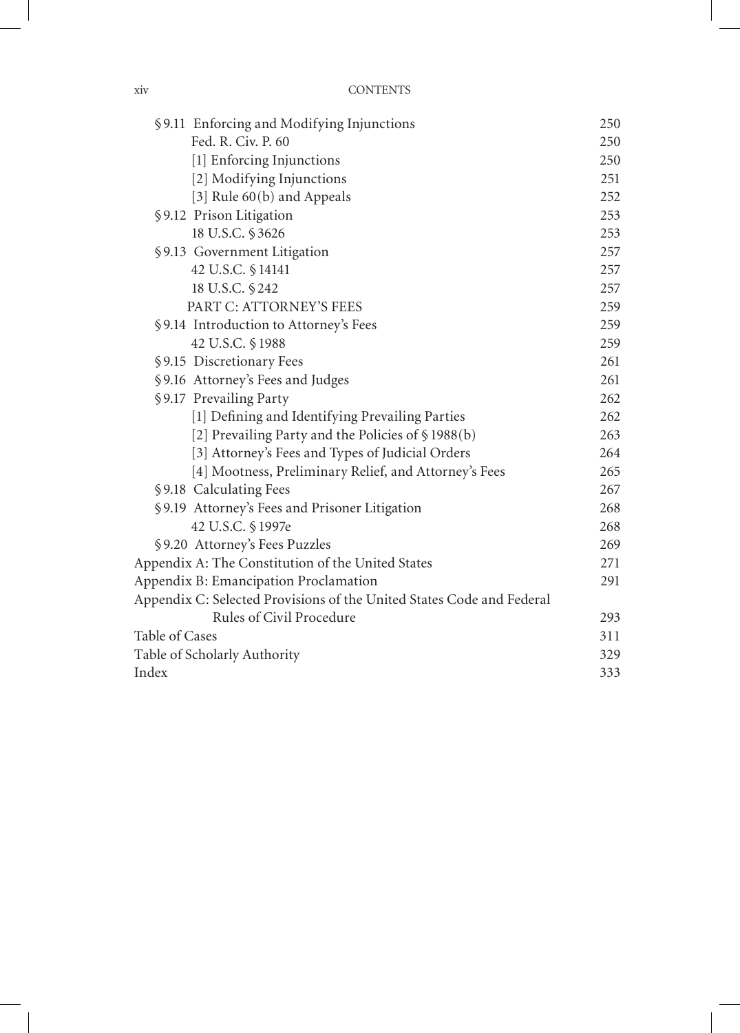| | |
|---|---|
| §9.11 Enforcing and Modifying Injunctions | 250 |
| Fed. R. Civ. P. 60 | 250 |
| [1] Enforcing Injunctions | 250 |
| [2] Modifying Injunctions | 251 |
| [3] Rule 60(b) and Appeals | 252 |
| §9.12 Prison Litigation | 253 |
| 18 U.S.C. §3626 | 253 |
| §9.13 Government Litigation | 257 |
| 42 U.S.C. §14141 | 257 |
| 18 U.S.C. §242 | 257 |
| PART C: ATTORNEY'S FEES | 259 |
| §9.14 Introduction to Attorney's Fees | 259 |
| 42 U.S.C. §1988 | 259 |
| §9.15 Discretionary Fees | 261 |
| §9.16 Attorney's Fees and Judges | 261 |
| §9.17 Prevailing Party | 262 |
| [1] Defining and Identifying Prevailing Parties | 262 |
| [2] Prevailing Party and the Policies of §1988(b) | 263 |
| [3] Attorney's Fees and Types of Judicial Orders | 264 |
| [4] Mootness, Preliminary Relief, and Attorney's Fees | 265 |
| §9.18 Calculating Fees | 267 |
| §9.19 Attorney's Fees and Prisoner Litigation | 268 |
| 42 U.S.C. §1997e | 268 |
| §9.20 Attorney's Fees Puzzles | 269 |
| Appendix A: The Constitution of the United States | 271 |
| Appendix B: Emancipation Proclamation | 291 |
| Appendix C: Selected Provisions of the United States Code and Federal Rules of Civil Procedure | 293 |
| Table of Cases | 311 |
| Table of Scholarly Authority | 329 |
| Index | 333 |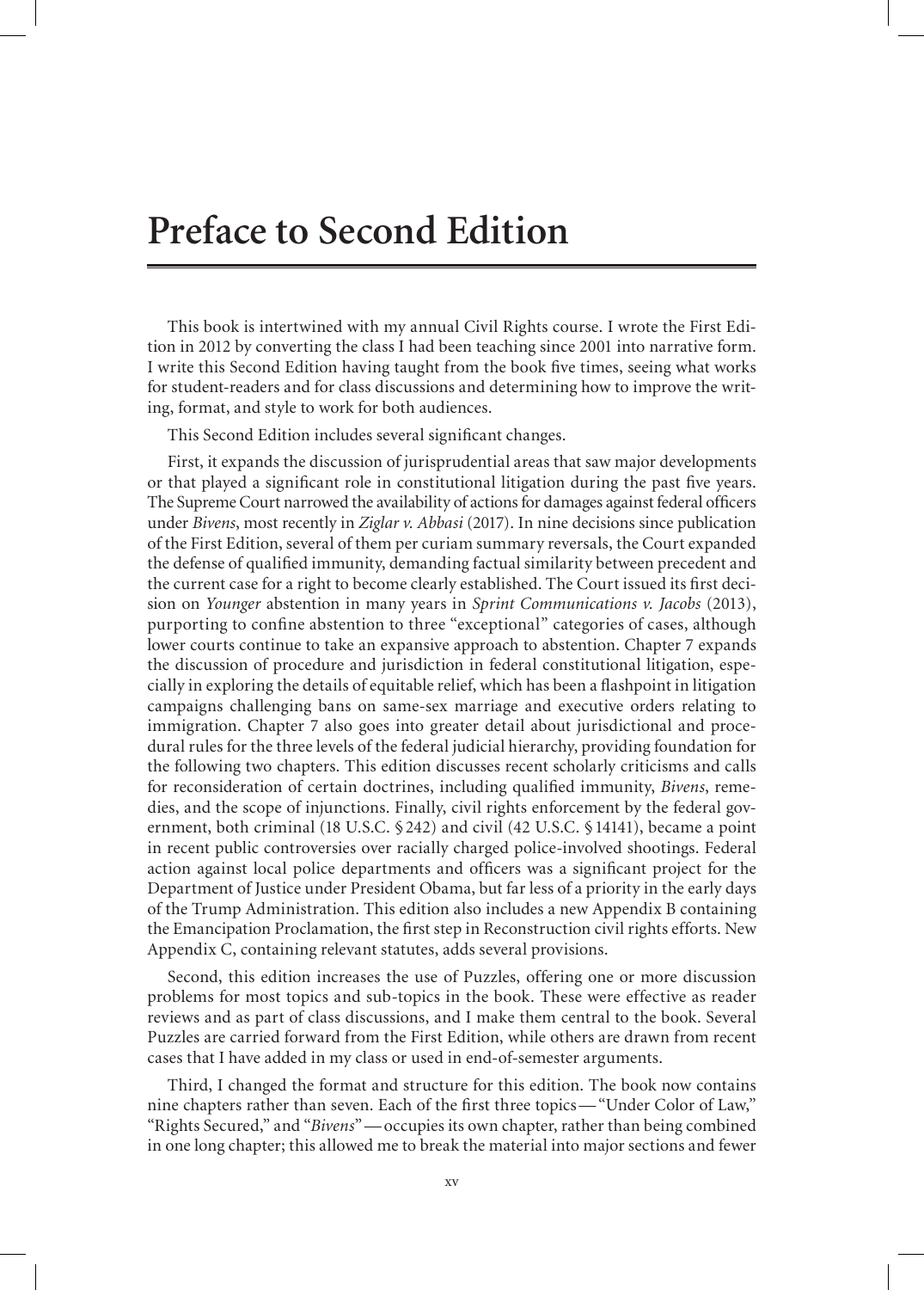# Preface to Second Edition

This book is intertwined with my annual Civil Rights course. I wrote the First Edition in 2012 by converting the class I had been teaching since 2001 into narrative form. I write this Second Edition having taught from the book five times, seeing what works for student-readers and for class discussions and determining how to improve the writing, format, and style to work for both audiences.

This Second Edition includes several significant changes.

First, it expands the discussion of jurisprudential areas that saw major developments or that played a significant role in constitutional litigation during the past five years. The Supreme Court narrowed the availability of actions for damages against federal officers under *Bivens*, most recently in *Ziglar v. Abbasi* (2017). In nine decisions since publication of the First Edition, several of them per curiam summary reversals, the Court expanded the defense of qualified immunity, demanding factual similarity between precedent and the current case for a right to become clearly established. The Court issued its first decision on *Younger* abstention in many years in *Sprint Communications v. Jacobs* (2013), purporting to confine abstention to three "exceptional" categories of cases, although lower courts continue to take an expansive approach to abstention. Chapter 7 expands the discussion of procedure and jurisdiction in federal constitutional litigation, especially in exploring the details of equitable relief, which has been a flashpoint in litigation campaigns challenging bans on same-sex marriage and executive orders relating to immigration. Chapter 7 also goes into greater detail about jurisdictional and procedural rules for the three levels of the federal judicial hierarchy, providing foundation for the following two chapters. This edition discusses recent scholarly criticisms and calls for reconsideration of certain doctrines, including qualified immunity, *Bivens*, remedies, and the scope of injunctions. Finally, civil rights enforcement by the federal government, both criminal (18 U.S.C. § 242) and civil (42 U.S.C. § 14141), became a point in recent public controversies over racially charged police-involved shootings. Federal action against local police departments and officers was a significant project for the Department of Justice under President Obama, but far less of a priority in the early days of the Trump Administration. This edition also includes a new Appendix B containing the Emancipation Proclamation, the first step in Reconstruction civil rights efforts. New Appendix C, containing relevant statutes, adds several provisions.

Second, this edition increases the use of Puzzles, offering one or more discussion problems for most topics and sub-topics in the book. These were effective as reader reviews and as part of class discussions, and I make them central to the book. Several Puzzles are carried forward from the First Edition, while others are drawn from recent cases that I have added in my class or used in end-of-semester arguments.

Third, I changed the format and structure for this edition. The book now contains nine chapters rather than seven. Each of the first three topics — "Under Color of Law," "Rights Secured," and "*Bivens*" — occupies its own chapter, rather than being combined in one long chapter; this allowed me to break the material into major sections and fewer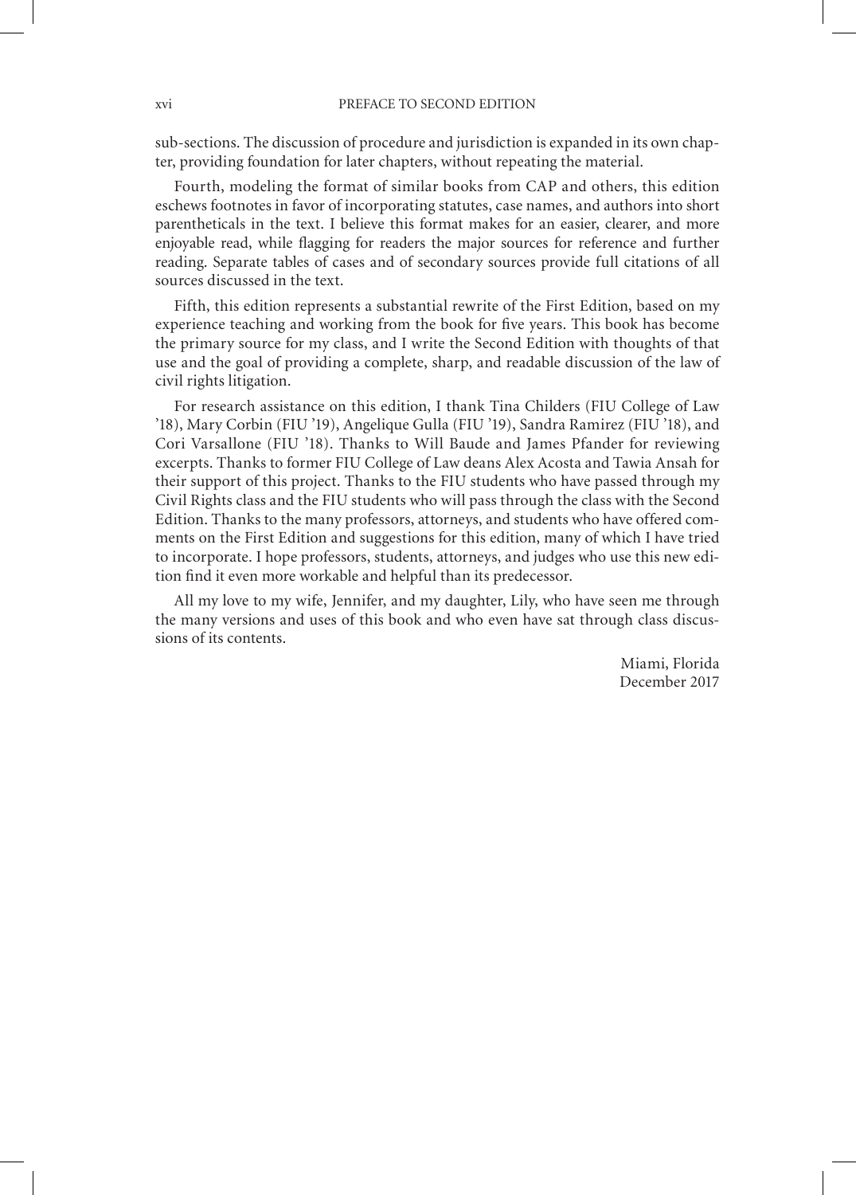sub-sections. The discussion of procedure and jurisdiction is expanded in its own chapter, providing foundation for later chapters, without repeating the material.

Fourth, modeling the format of similar books from CAP and others, this edition eschews footnotes in favor of incorporating statutes, case names, and authors into short parentheticals in the text. I believe this format makes for an easier, clearer, and more enjoyable read, while flagging for readers the major sources for reference and further reading. Separate tables of cases and of secondary sources provide full citations of all sources discussed in the text.

Fifth, this edition represents a substantial rewrite of the First Edition, based on my experience teaching and working from the book for five years. This book has become the primary source for my class, and I write the Second Edition with thoughts of that use and the goal of providing a complete, sharp, and readable discussion of the law of civil rights litigation.

For research assistance on this edition, I thank Tina Childers (FIU College of Law '18), Mary Corbin (FIU '19), Angelique Gulla (FIU '19), Sandra Ramirez (FIU '18), and Cori Varsallone (FIU '18). Thanks to Will Baude and James Pfander for reviewing excerpts. Thanks to former FIU College of Law deans Alex Acosta and Tawia Ansah for their support of this project. Thanks to the FIU students who have passed through my Civil Rights class and the FIU students who will pass through the class with the Second Edition. Thanks to the many professors, attorneys, and students who have offered comments on the First Edition and suggestions for this edition, many of which I have tried to incorporate. I hope professors, students, attorneys, and judges who use this new edition find it even more workable and helpful than its predecessor.

All my love to my wife, Jennifer, and my daughter, Lily, who have seen me through the many versions and uses of this book and who even have sat through class discussions of its contents.

Miami, Florida
December 2017